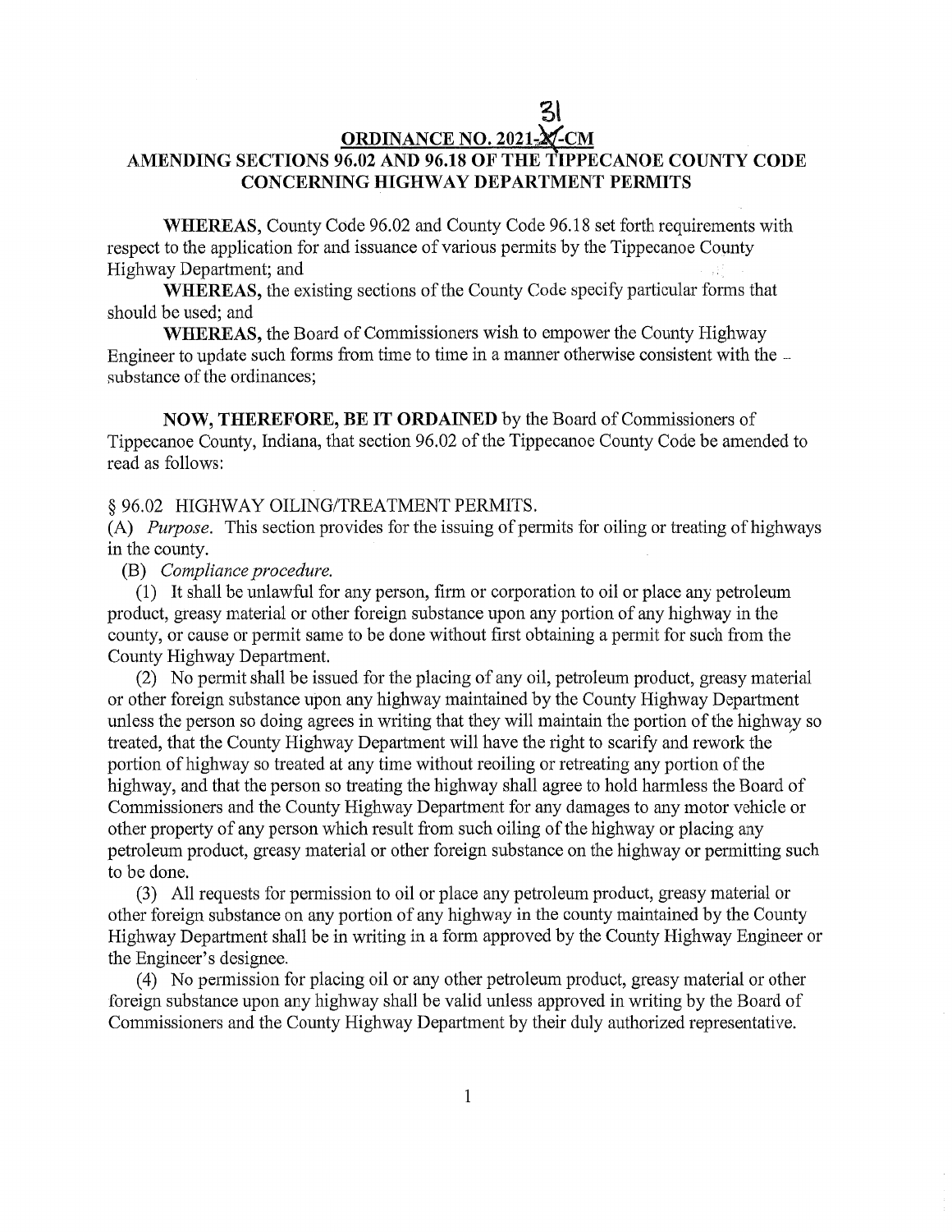# ORDINANCE NO. 2021-31-CM

## AMENDING SECTIONS 96.02 AND 96.18 OF THE TIPPECANOE COUNTY CODE CONCERNING HIGHWAY DEPARTMENT PERMITS

**WHEREAS,** County Code 96.02 and County Code 96.18 set forth requirements with respect to the application for and issuance of various permits by the Tippecanoe County Highway Department; and

**WHEREAS,** the existing sections of the County Code specify particular forms that should be used; and

**WHEREAS,** the Board of Commissioners wish to empower the County Highway Engineer to update such forms from time to time in a manner otherwise consistent with the substance of the ordinances;

**NOW, THEREFORE, BE IT ORDAINED** by the Board of Commissioners of Tippecanoe County, Indiana, that section 96.02 of the Tippecanoe County Code be amended to read as follows:

§ 96.02 HIGHWAY OILING/TREATMENT PERMITS.

(A) *Purpose.* This section provides for the issuing of permits for oiling or treating of highways in the county.

(B) *Compliance procedure.*

(1) It shall be unlawful for any person, firm or corporation to oil or place any petroleum product, greasy material or other foreign substance upon any portion of any highway in the county, or cause or permit same to be done without first obtaining a permit for such from the County Highway Department.

(2) No permit shall be issued for the placing of any oil, petroleum product, greasy material or other foreign substance upon any highway maintained by the County Highway Department unless the person so doing agrees in writing that they will maintain the portion of the highway so treated, that the County Highway Department will have the right to scarify and rework the portion of highway so treated at any time without reoiling or retreating any portion of the highway, and that the person so treating the highway shall agree to hold harmless the Board of Commissioners and the County Highway Department for any damages to any motor vehicle or other property of any person which result from such oiling of the highway or placing any petroleum product, greasy material or other foreign substance on the highway or permitting such to be done.

(3) All requests for permission to oil or place any petroleum product, greasy material or other foreign substance on any portion of any highway in the county maintained by the County Highway Department shall be in writing in a form approved by the County Highway Engineer or the Engineer's designee.

(4) No permission for placing oil or any other petroleum product, greasy material or other foreign substance upon any highway shall be valid unless approved in writing by the Board of Commissioners and the County Highway Department by their duly authorized representative.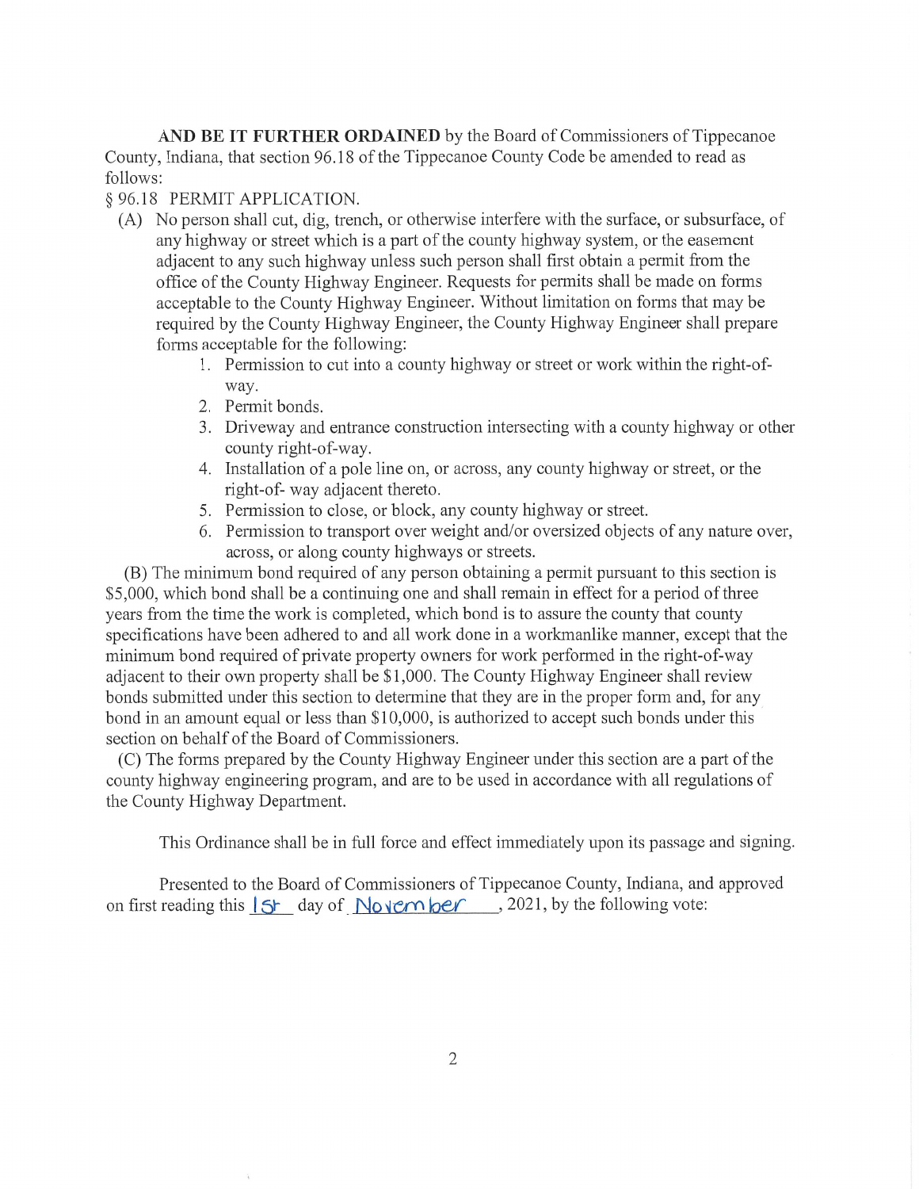**AND BE IT FURTHER ORDAINED** by the Board of Commissioners of Tippecanoe County, Indiana, that section 96.18 of the Tippecanoe County Code be amended to read as follows:

§ 96.18 PERMIT APPLICATION.

(A) No person shall cut, dig, trench, or otherwise interfere with the surface, or subsurface, of any highway or street which is a part of the county highway system, or the easement adjacent to any such highway unless such person shall first obtain a permit from the office of the County Highway Engineer. Requests for permits shall be made on forms acceptable to the County Highway Engineer. Without limitation on forms that may be required by the County Highway Engineer, the County Highway Engineer shall prepare forms acceptable for the following:

1. Permission to cut into a county highway or street or work within the right-of-way.
2. Permit bonds.
3. Driveway and entrance construction intersecting with a county highway or other county right-of-way.
4. Installation of a pole line on, or across, any county highway or street, or the right-of- way adjacent thereto.
5. Permission to close, or block, any county highway or street.
6. Permission to transport over weight and/or oversized objects of any nature over, across, or along county highways or streets.

(B) The minimum bond required of any person obtaining a permit pursuant to this section is $5,000, which bond shall be a continuing one and shall remain in effect for a period of three years from the time the work is completed, which bond is to assure the county that county specifications have been adhered to and all work done in a workmanlike manner, except that the minimum bond required of private property owners for work performed in the right-of-way adjacent to their own property shall be $1,000. The County Highway Engineer shall review bonds submitted under this section to determine that they are in the proper form and, for any bond in an amount equal or less than $10,000, is authorized to accept such bonds under this section on behalf of the Board of Commissioners.

(C) The forms prepared by the County Highway Engineer under this section are a part of the county highway engineering program, and are to be used in accordance with all regulations of the County Highway Department.

This Ordinance shall be in full force and effect immediately upon its passage and signing.

Presented to the Board of Commissioners of Tippecanoe County, Indiana, and approved on first reading this 1st day of November, 2021, by the following vote: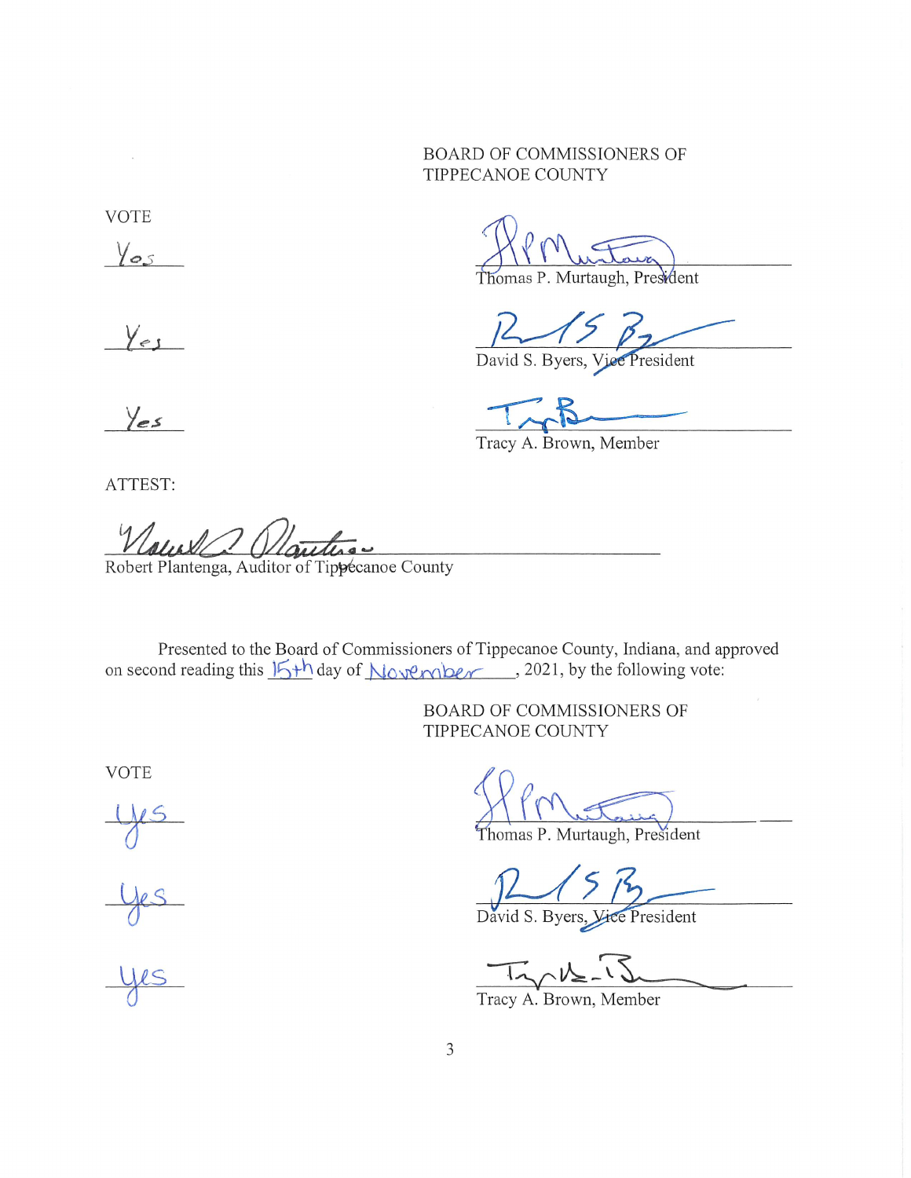BOARD OF COMMISSIONERS OF
TIPPECANOE COUNTY

VOTE

| | |
|---|---|
| Yes | Thomas P. Murtaugh, President |
| Yes | David S. Byers, Vice President |
| Yes | Tracy A. Brown, Member |

ATTEST:

Robert Plantenga, Auditor of Tippecanoe County

Presented to the Board of Commissioners of Tippecanoe County, Indiana, and approved on second reading this 15th day of November, 2021, by the following vote:

BOARD OF COMMISSIONERS OF
TIPPECANOE COUNTY

VOTE

| | |
|---|---|
| Yes | Thomas P. Murtaugh, President |
| Yes | David S. Byers, Vice President |
| Yes | Tracy A. Brown, Member |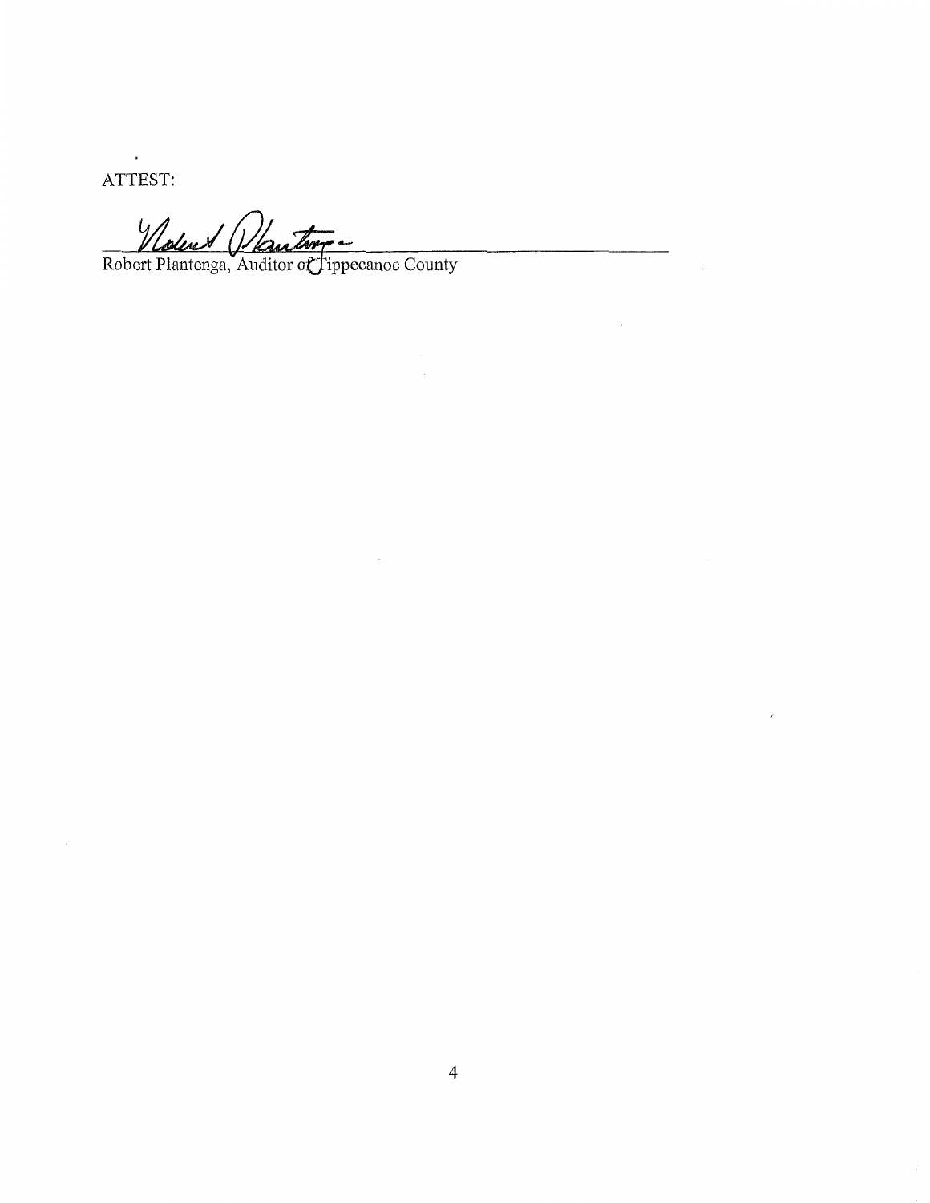ATTEST:

Robert Plantenga, Auditor of Tippecanoe County